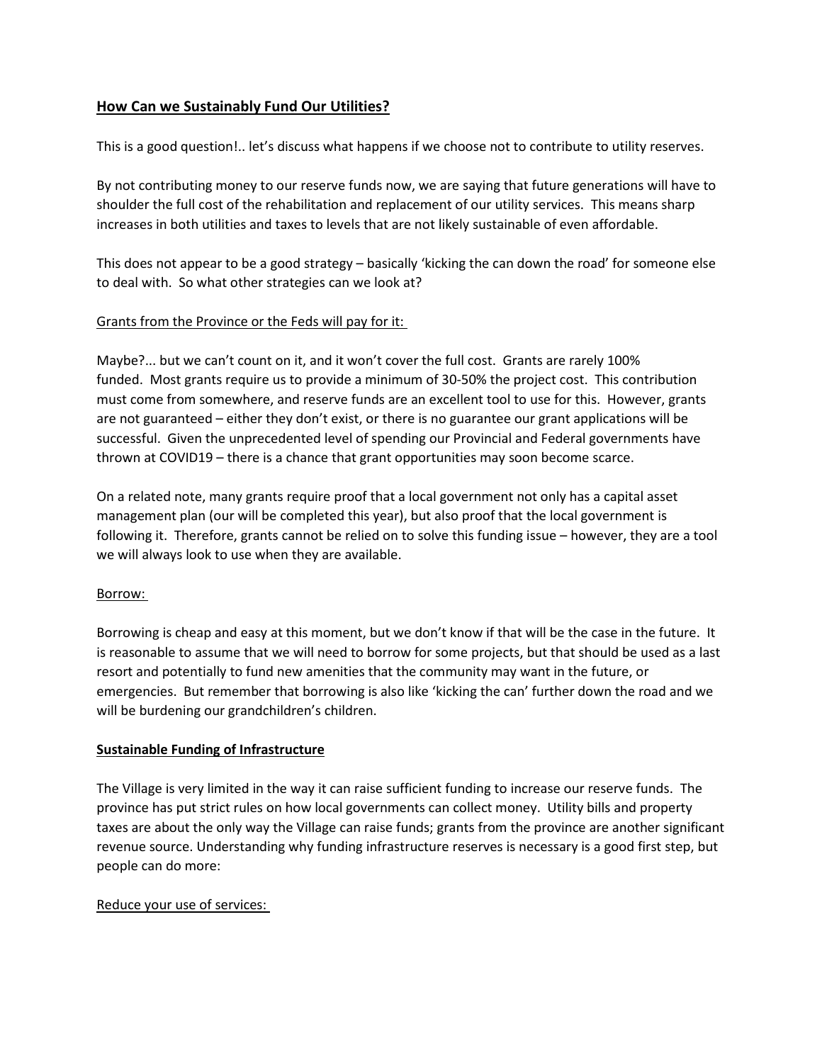## How Can we Sustainably Fund Our Utilities?

This is a good question!.. let's discuss what happens if we choose not to contribute to utility reserves.

By not contributing money to our reserve funds now, we are saying that future generations will have to shoulder the full cost of the rehabilitation and replacement of our utility services. This means sharp increases in both utilities and taxes to levels that are not likely sustainable of even affordable.

This does not appear to be a good strategy – basically 'kicking the can down the road' for someone else to deal with. So what other strategies can we look at?

Grants from the Province or the Feds will pay for it:

Maybe?... but we can't count on it, and it won't cover the full cost. Grants are rarely 100% funded. Most grants require us to provide a minimum of 30-50% the project cost. This contribution must come from somewhere, and reserve funds are an excellent tool to use for this. However, grants are not guaranteed – either they don't exist, or there is no guarantee our grant applications will be successful. Given the unprecedented level of spending our Provincial and Federal governments have thrown at COVID19 – there is a chance that grant opportunities may soon become scarce.

On a related note, many grants require proof that a local government not only has a capital asset management plan (our will be completed this year), but also proof that the local government is following it. Therefore, grants cannot be relied on to solve this funding issue – however, they are a tool we will always look to use when they are available.

Borrow:

Borrowing is cheap and easy at this moment, but we don't know if that will be the case in the future. It is reasonable to assume that we will need to borrow for some projects, but that should be used as a last resort and potentially to fund new amenities that the community may want in the future, or emergencies. But remember that borrowing is also like 'kicking the can' further down the road and we will be burdening our grandchildren's children.

### Sustainable Funding of Infrastructure

The Village is very limited in the way it can raise sufficient funding to increase our reserve funds. The province has put strict rules on how local governments can collect money. Utility bills and property taxes are about the only way the Village can raise funds; grants from the province are another significant revenue source. Understanding why funding infrastructure reserves is necessary is a good first step, but people can do more:

Reduce your use of services: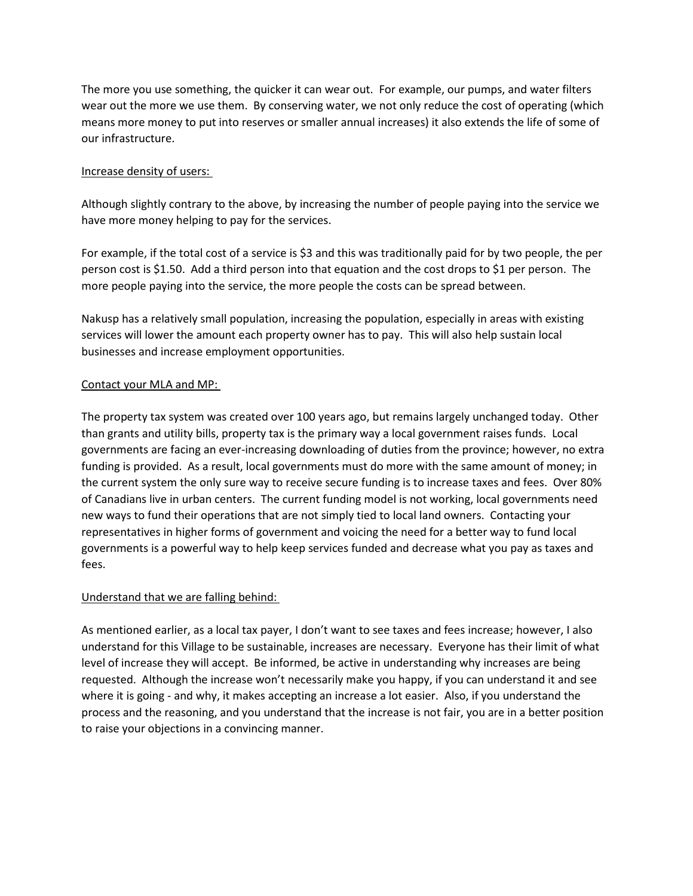The more you use something, the quicker it can wear out. For example, our pumps, and water filters wear out the more we use them. By conserving water, we not only reduce the cost of operating (which means more money to put into reserves or smaller annual increases) it also extends the life of some of our infrastructure.

<u>Increase density of users:</u>

Although slightly contrary to the above, by increasing the number of people paying into the service we have more money helping to pay for the services.

For example, if the total cost of a service is $3 and this was traditionally paid for by two people, the per person cost is $1.50. Add a third person into that equation and the cost drops to $1 per person. The more people paying into the service, the more people the costs can be spread between.

Nakusp has a relatively small population, increasing the population, especially in areas with existing services will lower the amount each property owner has to pay. This will also help sustain local businesses and increase employment opportunities.

<u>Contact your MLA and MP:</u>

The property tax system was created over 100 years ago, but remains largely unchanged today. Other than grants and utility bills, property tax is the primary way a local government raises funds. Local governments are facing an ever-increasing downloading of duties from the province; however, no extra funding is provided. As a result, local governments must do more with the same amount of money; in the current system the only sure way to receive secure funding is to increase taxes and fees. Over 80% of Canadians live in urban centers. The current funding model is not working, local governments need new ways to fund their operations that are not simply tied to local land owners. Contacting your representatives in higher forms of government and voicing the need for a better way to fund local governments is a powerful way to help keep services funded and decrease what you pay as taxes and fees.

<u>Understand that we are falling behind:</u>

As mentioned earlier, as a local tax payer, I don't want to see taxes and fees increase; however, I also understand for this Village to be sustainable, increases are necessary. Everyone has their limit of what level of increase they will accept. Be informed, be active in understanding why increases are being requested. Although the increase won't necessarily make you happy, if you can understand it and see where it is going - and why, it makes accepting an increase a lot easier. Also, if you understand the process and the reasoning, and you understand that the increase is not fair, you are in a better position to raise your objections in a convincing manner.